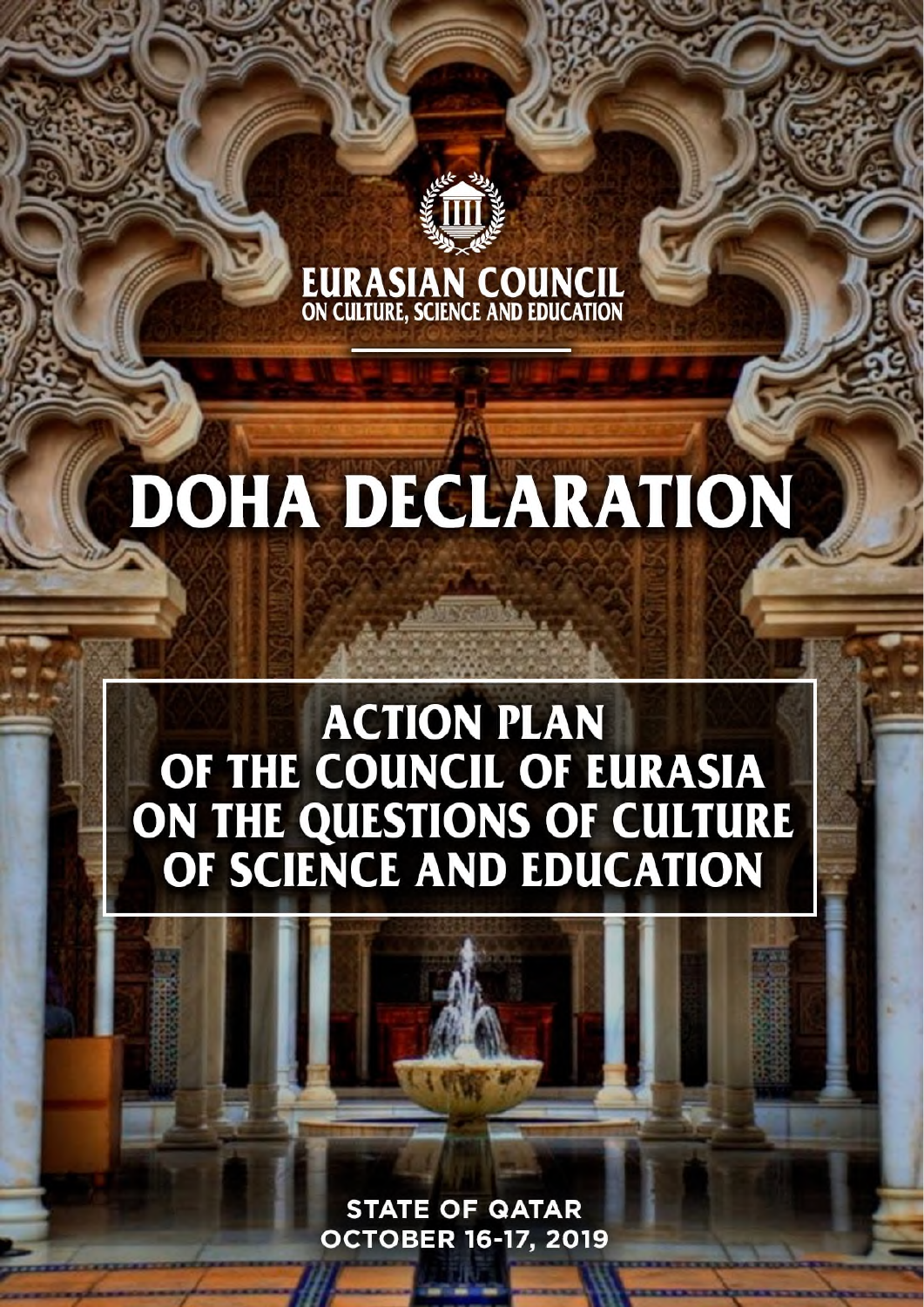EURASIAN COUNCIL
ON CULTURE, SCIENCE AND EDUCATION

# DOHA DECLARATION

## ACTION PLAN OF THE COUNCIL OF EURASIA ON THE QUESTIONS OF CULTURE OF SCIENCE AND EDUCATION

STATE OF QATAR
OCTOBER 16-17, 2019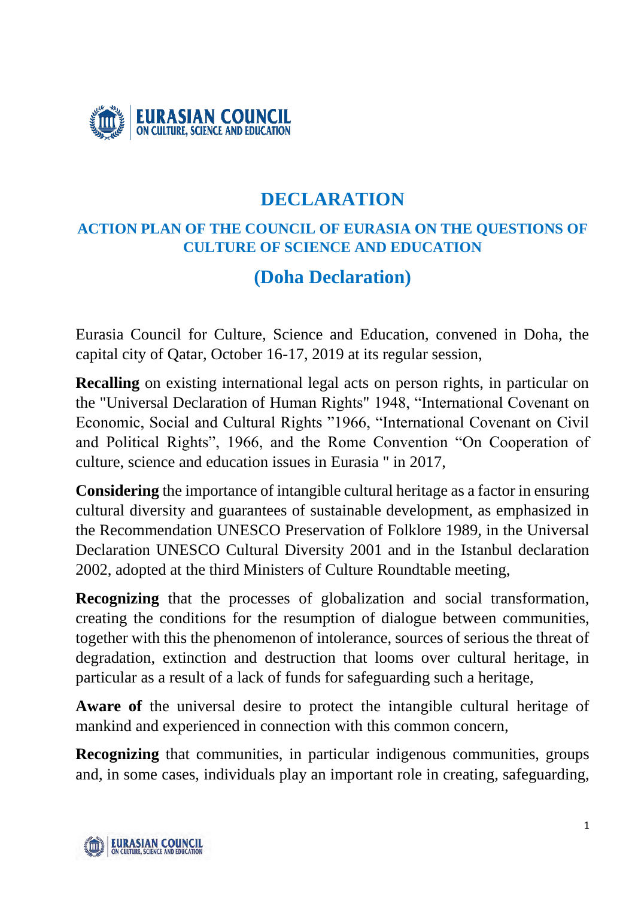# DECLARATION

## ACTION PLAN OF THE COUNCIL OF EURASIA ON THE QUESTIONS OF CULTURE OF SCIENCE AND EDUCATION

## (Doha Declaration)

Eurasia Council for Culture, Science and Education, convened in Doha, the capital city of Qatar, October 16-17, 2019 at its regular session,

**Recalling** on existing international legal acts on person rights, in particular on the "Universal Declaration of Human Rights" 1948, “International Covenant on Economic, Social and Cultural Rights ”1966, “International Covenant on Civil and Political Rights”, 1966, and the Rome Convention “On Cooperation of culture, science and education issues in Eurasia " in 2017,

**Considering** the importance of intangible cultural heritage as a factor in ensuring cultural diversity and guarantees of sustainable development, as emphasized in the Recommendation UNESCO Preservation of Folklore 1989, in the Universal Declaration UNESCO Cultural Diversity 2001 and in the Istanbul declaration 2002, adopted at the third Ministers of Culture Roundtable meeting,

**Recognizing** that the processes of globalization and social transformation, creating the conditions for the resumption of dialogue between communities, together with this the phenomenon of intolerance, sources of serious the threat of degradation, extinction and destruction that looms over cultural heritage, in particular as a result of a lack of funds for safeguarding such a heritage,

**Aware of** the universal desire to protect the intangible cultural heritage of mankind and experienced in connection with this common concern,

**Recognizing** that communities, in particular indigenous communities, groups and, in some cases, individuals play an important role in creating, safeguarding,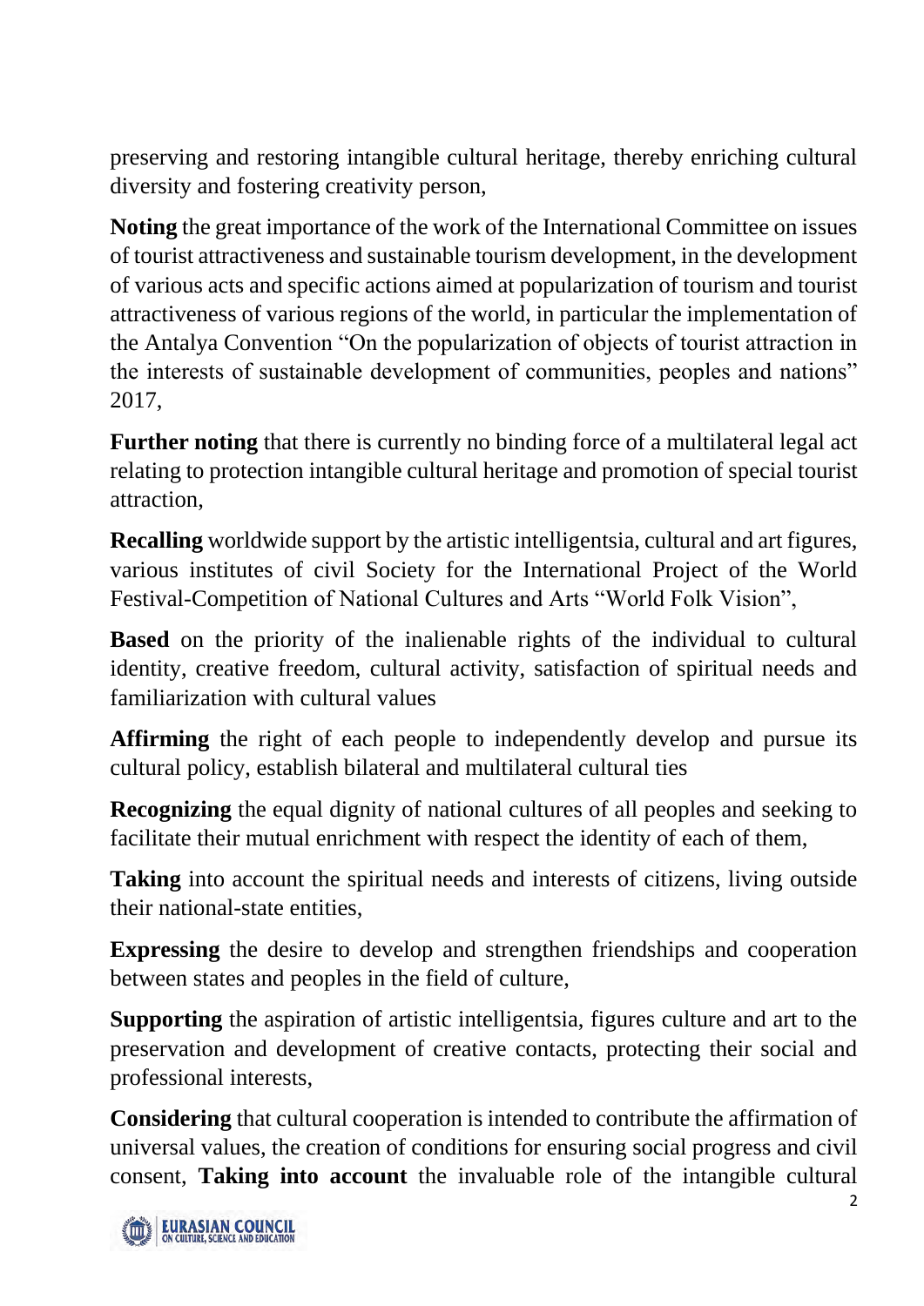preserving and restoring intangible cultural heritage, thereby enriching cultural diversity and fostering creativity person,

**Noting** the great importance of the work of the International Committee on issues of tourist attractiveness and sustainable tourism development, in the development of various acts and specific actions aimed at popularization of tourism and tourist attractiveness of various regions of the world, in particular the implementation of the Antalya Convention "On the popularization of objects of tourist attraction in the interests of sustainable development of communities, peoples and nations" 2017,

**Further noting** that there is currently no binding force of a multilateral legal act relating to protection intangible cultural heritage and promotion of special tourist attraction,

**Recalling** worldwide support by the artistic intelligentsia, cultural and art figures, various institutes of civil Society for the International Project of the World Festival-Competition of National Cultures and Arts "World Folk Vision",

**Based** on the priority of the inalienable rights of the individual to cultural identity, creative freedom, cultural activity, satisfaction of spiritual needs and familiarization with cultural values

**Affirming** the right of each people to independently develop and pursue its cultural policy, establish bilateral and multilateral cultural ties

**Recognizing** the equal dignity of national cultures of all peoples and seeking to facilitate their mutual enrichment with respect the identity of each of them,

**Taking** into account the spiritual needs and interests of citizens, living outside their national-state entities,

**Expressing** the desire to develop and strengthen friendships and cooperation between states and peoples in the field of culture,

**Supporting** the aspiration of artistic intelligentsia, figures culture and art to the preservation and development of creative contacts, protecting their social and professional interests,

**Considering** that cultural cooperation is intended to contribute the affirmation of universal values, the creation of conditions for ensuring social progress and civil consent, **Taking into account** the invaluable role of the intangible cultural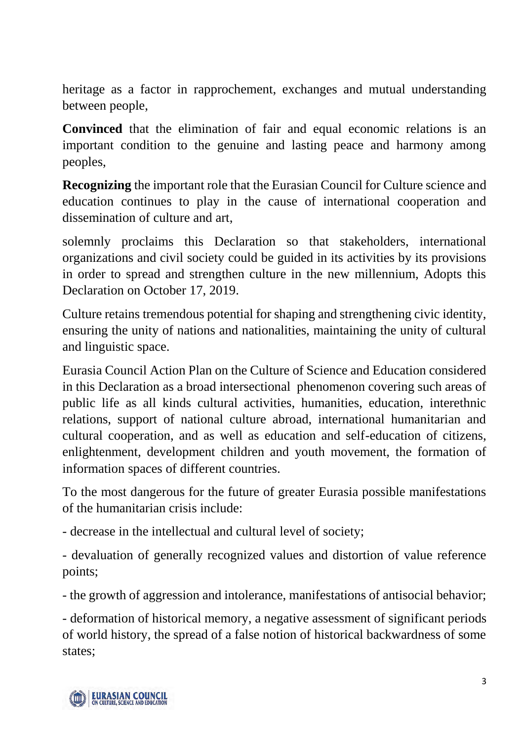heritage as a factor in rapprochement, exchanges and mutual understanding between people,

**Convinced** that the elimination of fair and equal economic relations is an important condition to the genuine and lasting peace and harmony among peoples,

**Recognizing** the important role that the Eurasian Council for Culture science and education continues to play in the cause of international cooperation and dissemination of culture and art,

solemnly proclaims this Declaration so that stakeholders, international organizations and civil society could be guided in its activities by its provisions in order to spread and strengthen culture in the new millennium, Adopts this Declaration on October 17, 2019.

Culture retains tremendous potential for shaping and strengthening civic identity, ensuring the unity of nations and nationalities, maintaining the unity of cultural and linguistic space.

Eurasia Council Action Plan on the Culture of Science and Education considered in this Declaration as a broad intersectional phenomenon covering such areas of public life as all kinds cultural activities, humanities, education, interethnic relations, support of national culture abroad, international humanitarian and cultural cooperation, and as well as education and self-education of citizens, enlightenment, development children and youth movement, the formation of information spaces of different countries.

To the most dangerous for the future of greater Eurasia possible manifestations of the humanitarian crisis include:

- decrease in the intellectual and cultural level of society;

- devaluation of generally recognized values and distortion of value reference points;

- the growth of aggression and intolerance, manifestations of antisocial behavior;

- deformation of historical memory, a negative assessment of significant periods of world history, the spread of a false notion of historical backwardness of some states;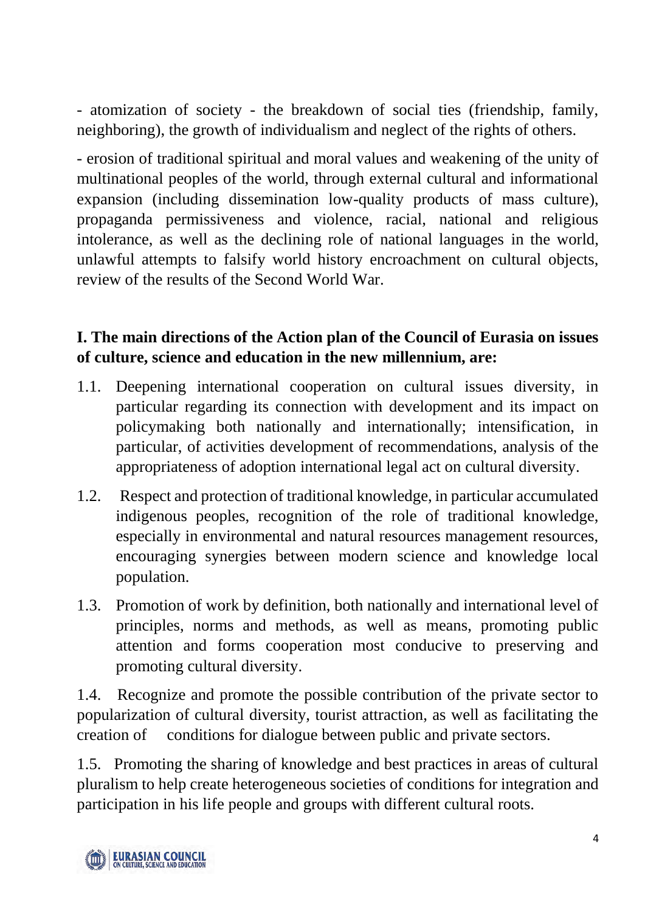- atomization of society - the breakdown of social ties (friendship, family, neighboring), the growth of individualism and neglect of the rights of others.

- erosion of traditional spiritual and moral values and weakening of the unity of multinational peoples of the world, through external cultural and informational expansion (including dissemination low-quality products of mass culture), propaganda permissiveness and violence, racial, national and religious intolerance, as well as the declining role of national languages in the world, unlawful attempts to falsify world history encroachment on cultural objects, review of the results of the Second World War.

**I. The main directions of the Action plan of the Council of Eurasia on issues of culture, science and education in the new millennium, are:**

1.1. Deepening international cooperation on cultural issues diversity, in particular regarding its connection with development and its impact on policymaking both nationally and internationally; intensification, in particular, of activities development of recommendations, analysis of the appropriateness of adoption international legal act on cultural diversity.

1.2. Respect and protection of traditional knowledge, in particular accumulated indigenous peoples, recognition of the role of traditional knowledge, especially in environmental and natural resources management resources, encouraging synergies between modern science and knowledge local population.

1.3. Promotion of work by definition, both nationally and international level of principles, norms and methods, as well as means, promoting public attention and forms cooperation most conducive to preserving and promoting cultural diversity.

1.4. Recognize and promote the possible contribution of the private sector to popularization of cultural diversity, tourist attraction, as well as facilitating the creation of conditions for dialogue between public and private sectors.

1.5. Promoting the sharing of knowledge and best practices in areas of cultural pluralism to help create heterogeneous societies of conditions for integration and participation in his life people and groups with different cultural roots.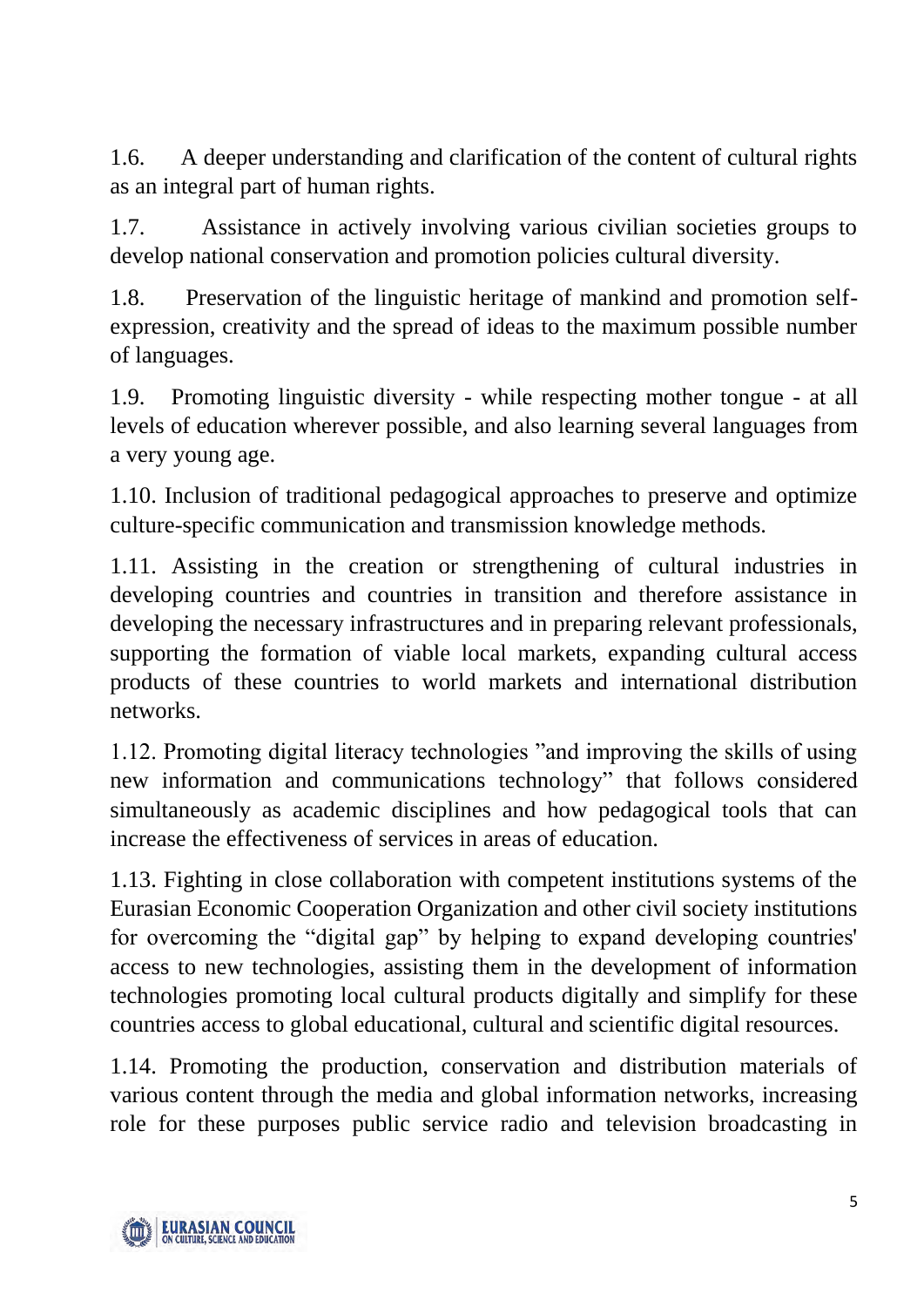1.6. A deeper understanding and clarification of the content of cultural rights as an integral part of human rights.

1.7. Assistance in actively involving various civilian societies groups to develop national conservation and promotion policies cultural diversity.

1.8. Preservation of the linguistic heritage of mankind and promotion self-expression, creativity and the spread of ideas to the maximum possible number of languages.

1.9. Promoting linguistic diversity - while respecting mother tongue - at all levels of education wherever possible, and also learning several languages from a very young age.

1.10. Inclusion of traditional pedagogical approaches to preserve and optimize culture-specific communication and transmission knowledge methods.

1.11. Assisting in the creation or strengthening of cultural industries in developing countries and countries in transition and therefore assistance in developing the necessary infrastructures and in preparing relevant professionals, supporting the formation of viable local markets, expanding cultural access products of these countries to world markets and international distribution networks.

1.12. Promoting digital literacy technologies "and improving the skills of using new information and communications technology" that follows considered simultaneously as academic disciplines and how pedagogical tools that can increase the effectiveness of services in areas of education.

1.13. Fighting in close collaboration with competent institutions systems of the Eurasian Economic Cooperation Organization and other civil society institutions for overcoming the "digital gap" by helping to expand developing countries' access to new technologies, assisting them in the development of information technologies promoting local cultural products digitally and simplify for these countries access to global educational, cultural and scientific digital resources.

1.14. Promoting the production, conservation and distribution materials of various content through the media and global information networks, increasing role for these purposes public service radio and television broadcasting in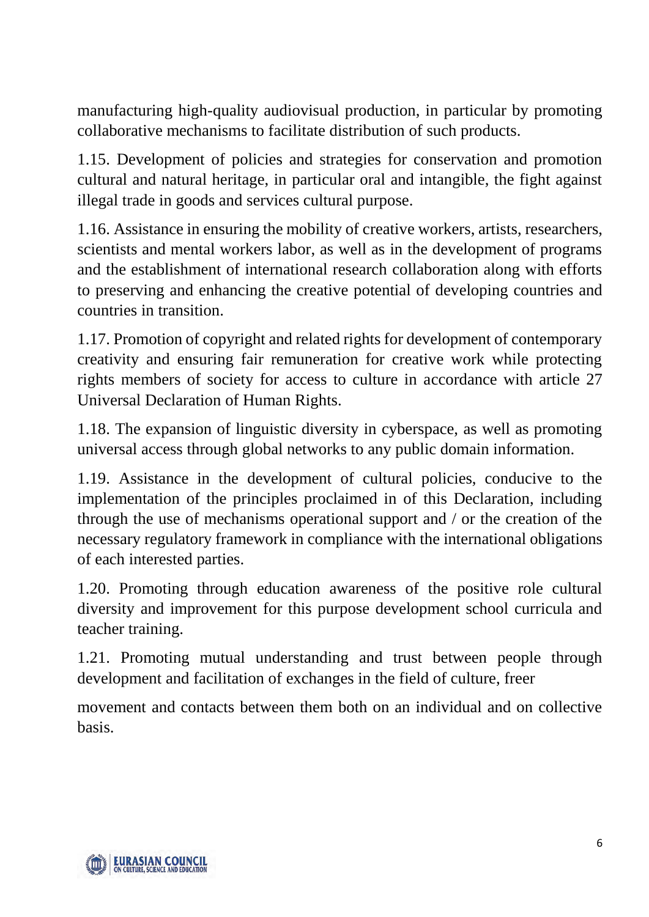manufacturing high-quality audiovisual production, in particular by promoting collaborative mechanisms to facilitate distribution of such products.

1.15. Development of policies and strategies for conservation and promotion cultural and natural heritage, in particular oral and intangible, the fight against illegal trade in goods and services cultural purpose.

1.16. Assistance in ensuring the mobility of creative workers, artists, researchers, scientists and mental workers labor, as well as in the development of programs and the establishment of international research collaboration along with efforts to preserving and enhancing the creative potential of developing countries and countries in transition.

1.17. Promotion of copyright and related rights for development of contemporary creativity and ensuring fair remuneration for creative work while protecting rights members of society for access to culture in accordance with article 27 Universal Declaration of Human Rights.

1.18. The expansion of linguistic diversity in cyberspace, as well as promoting universal access through global networks to any public domain information.

1.19. Assistance in the development of cultural policies, conducive to the implementation of the principles proclaimed in of this Declaration, including through the use of mechanisms operational support and / or the creation of the necessary regulatory framework in compliance with the international obligations of each interested parties.

1.20. Promoting through education awareness of the positive role cultural diversity and improvement for this purpose development school curricula and teacher training.

1.21. Promoting mutual understanding and trust between people through development and facilitation of exchanges in the field of culture, freer

movement and contacts between them both on an individual and on collective basis.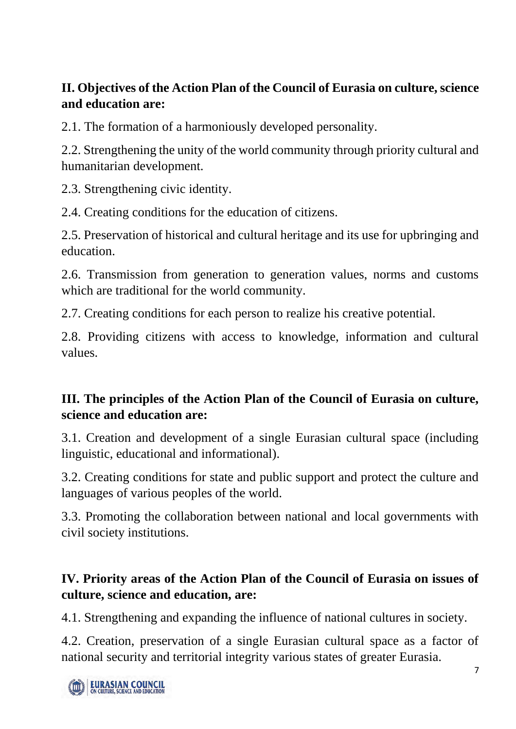## II. Objectives of the Action Plan of the Council of Eurasia on culture, science and education are:

2.1. The formation of a harmoniously developed personality.

2.2. Strengthening the unity of the world community through priority cultural and humanitarian development.

2.3. Strengthening civic identity.

2.4. Creating conditions for the education of citizens.

2.5. Preservation of historical and cultural heritage and its use for upbringing and education.

2.6. Transmission from generation to generation values, norms and customs which are traditional for the world community.

2.7. Creating conditions for each person to realize his creative potential.

2.8. Providing citizens with access to knowledge, information and cultural values.

## III. The principles of the Action Plan of the Council of Eurasia on culture, science and education are:

3.1. Creation and development of a single Eurasian cultural space (including linguistic, educational and informational).

3.2. Creating conditions for state and public support and protect the culture and languages of various peoples of the world.

3.3. Promoting the collaboration between national and local governments with civil society institutions.

## IV. Priority areas of the Action Plan of the Council of Eurasia on issues of culture, science and education, are:

4.1. Strengthening and expanding the influence of national cultures in society.

4.2. Creation, preservation of a single Eurasian cultural space as a factor of national security and territorial integrity various states of greater Eurasia.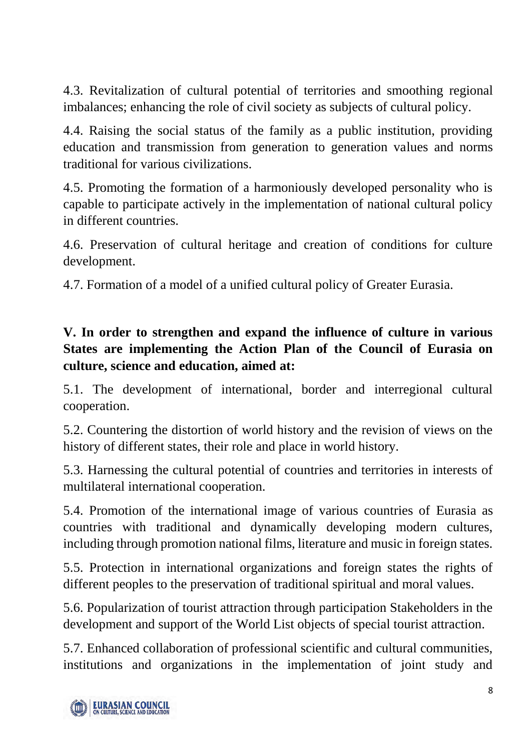4.3. Revitalization of cultural potential of territories and smoothing regional imbalances; enhancing the role of civil society as subjects of cultural policy.

4.4. Raising the social status of the family as a public institution, providing education and transmission from generation to generation values and norms traditional for various civilizations.

4.5. Promoting the formation of a harmoniously developed personality who is capable to participate actively in the implementation of national cultural policy in different countries.

4.6. Preservation of cultural heritage and creation of conditions for culture development.

4.7. Formation of a model of a unified cultural policy of Greater Eurasia.

**V. In order to strengthen and expand the influence of culture in various States are implementing the Action Plan of the Council of Eurasia on culture, science and education, aimed at:**

5.1. The development of international, border and interregional cultural cooperation.

5.2. Countering the distortion of world history and the revision of views on the history of different states, their role and place in world history.

5.3. Harnessing the cultural potential of countries and territories in interests of multilateral international cooperation.

5.4. Promotion of the international image of various countries of Eurasia as countries with traditional and dynamically developing modern cultures, including through promotion national films, literature and music in foreign states.

5.5. Protection in international organizations and foreign states the rights of different peoples to the preservation of traditional spiritual and moral values.

5.6. Popularization of tourist attraction through participation Stakeholders in the development and support of the World List objects of special tourist attraction.

5.7. Enhanced collaboration of professional scientific and cultural communities, institutions and organizations in the implementation of joint study and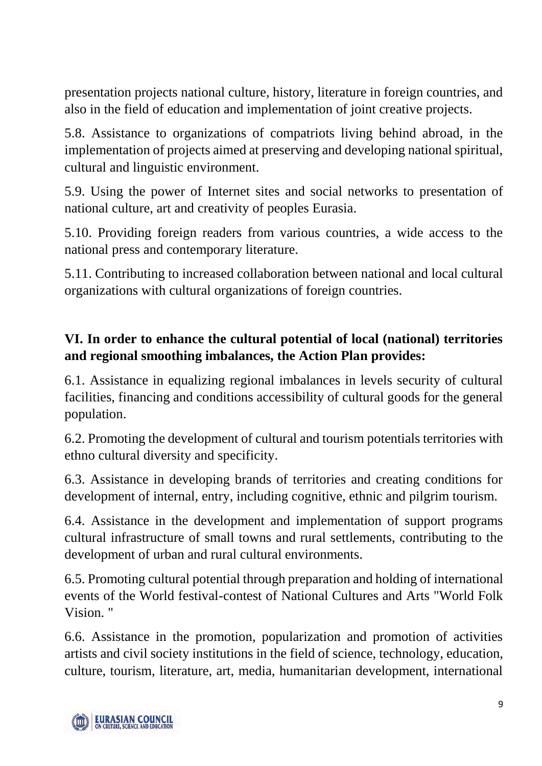presentation projects national culture, history, literature in foreign countries, and also in the field of education and implementation of joint creative projects.

5.8. Assistance to organizations of compatriots living behind abroad, in the implementation of projects aimed at preserving and developing national spiritual, cultural and linguistic environment.

5.9. Using the power of Internet sites and social networks to presentation of national culture, art and creativity of peoples Eurasia.

5.10. Providing foreign readers from various countries, a wide access to the national press and contemporary literature.

5.11. Contributing to increased collaboration between national and local cultural organizations with cultural organizations of foreign countries.

## VI. In order to enhance the cultural potential of local (national) territories and regional smoothing imbalances, the Action Plan provides:

6.1. Assistance in equalizing regional imbalances in levels security of cultural facilities, financing and conditions accessibility of cultural goods for the general population.

6.2. Promoting the development of cultural and tourism potentials territories with ethno cultural diversity and specificity.

6.3. Assistance in developing brands of territories and creating conditions for development of internal, entry, including cognitive, ethnic and pilgrim tourism.

6.4. Assistance in the development and implementation of support programs cultural infrastructure of small towns and rural settlements, contributing to the development of urban and rural cultural environments.

6.5. Promoting cultural potential through preparation and holding of international events of the World festival-contest of National Cultures and Arts "World Folk Vision. "

6.6. Assistance in the promotion, popularization and promotion of activities artists and civil society institutions in the field of science, technology, education, culture, tourism, literature, art, media, humanitarian development, international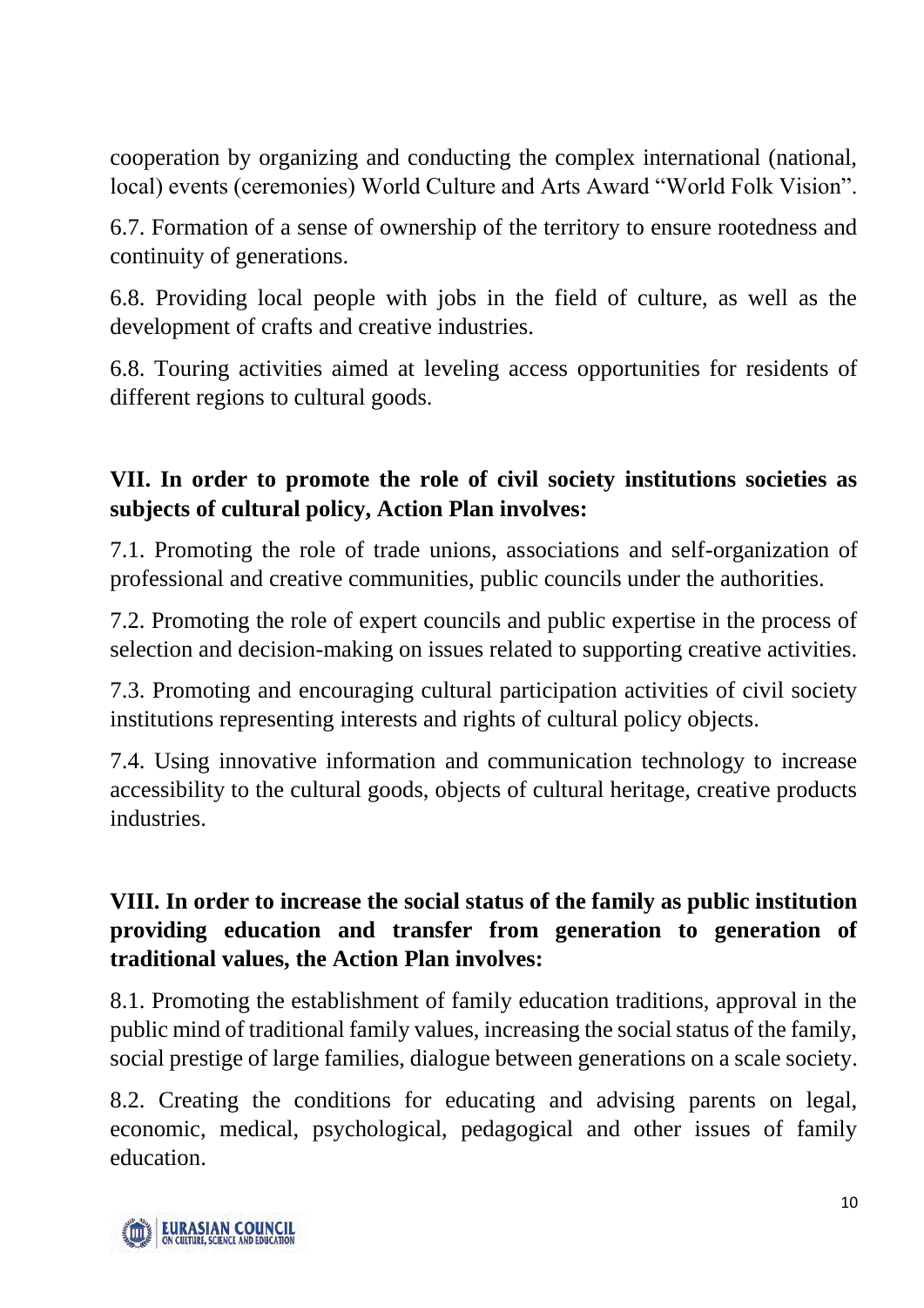cooperation by organizing and conducting the complex international (national, local) events (ceremonies) World Culture and Arts Award "World Folk Vision".

6.7. Formation of a sense of ownership of the territory to ensure rootedness and continuity of generations.

6.8. Providing local people with jobs in the field of culture, as well as the development of crafts and creative industries.

6.8. Touring activities aimed at leveling access opportunities for residents of different regions to cultural goods.

**VII. In order to promote the role of civil society institutions societies as subjects of cultural policy, Action Plan involves:**

7.1. Promoting the role of trade unions, associations and self-organization of professional and creative communities, public councils under the authorities.

7.2. Promoting the role of expert councils and public expertise in the process of selection and decision-making on issues related to supporting creative activities.

7.3. Promoting and encouraging cultural participation activities of civil society institutions representing interests and rights of cultural policy objects.

7.4. Using innovative information and communication technology to increase accessibility to the cultural goods, objects of cultural heritage, creative products industries.

**VIII. In order to increase the social status of the family as public institution providing education and transfer from generation to generation of traditional values, the Action Plan involves:**

8.1. Promoting the establishment of family education traditions, approval in the public mind of traditional family values, increasing the social status of the family, social prestige of large families, dialogue between generations on a scale society.

8.2. Creating the conditions for educating and advising parents on legal, economic, medical, psychological, pedagogical and other issues of family education.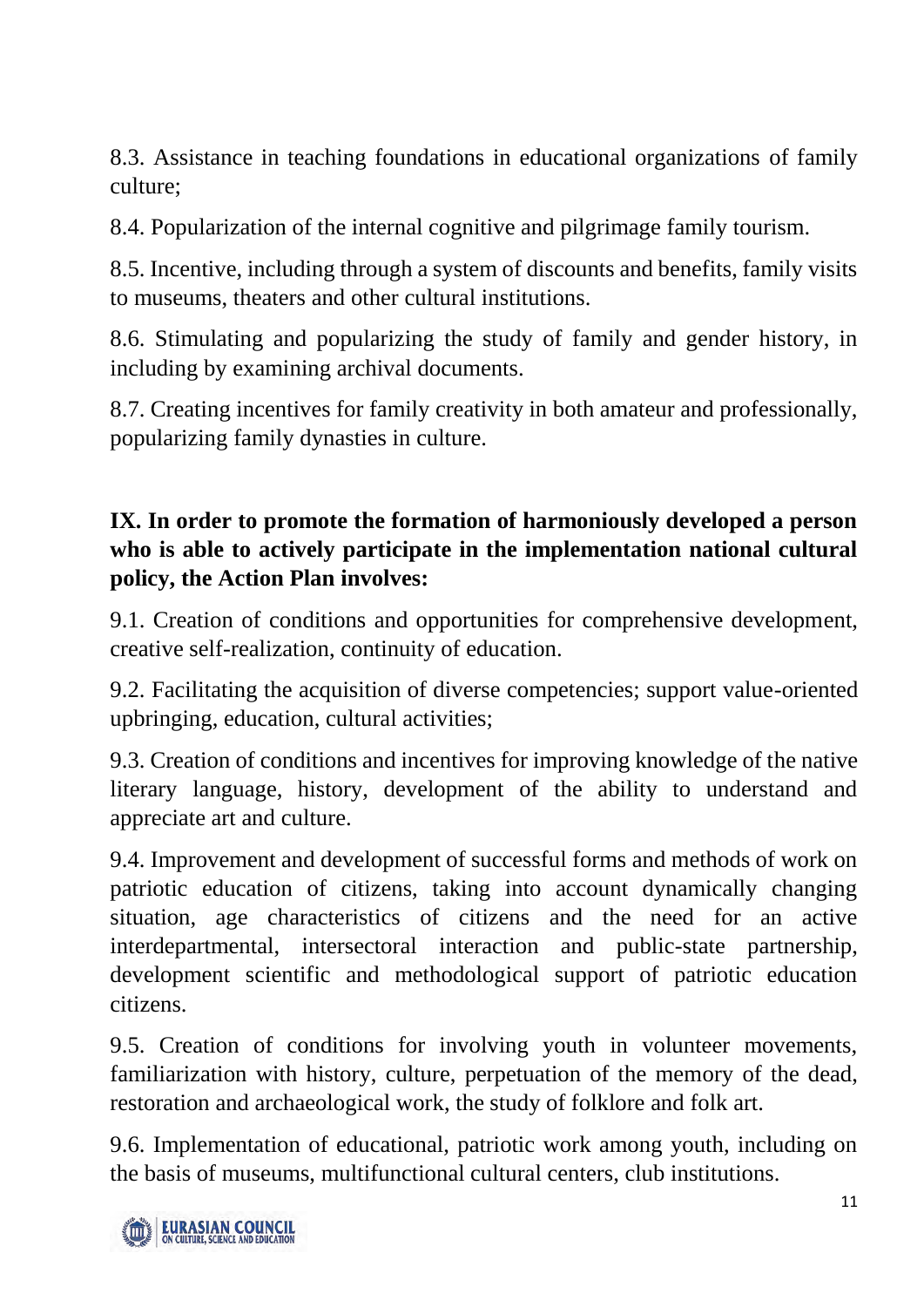8.3. Assistance in teaching foundations in educational organizations of family culture;

8.4. Popularization of the internal cognitive and pilgrimage family tourism.

8.5. Incentive, including through a system of discounts and benefits, family visits to museums, theaters and other cultural institutions.

8.6. Stimulating and popularizing the study of family and gender history, in including by examining archival documents.

8.7. Creating incentives for family creativity in both amateur and professionally, popularizing family dynasties in culture.

**IX. In order to promote the formation of harmoniously developed a person who is able to actively participate in the implementation national cultural policy, the Action Plan involves:**

9.1. Creation of conditions and opportunities for comprehensive development, creative self-realization, continuity of education.

9.2. Facilitating the acquisition of diverse competencies; support value-oriented upbringing, education, cultural activities;

9.3. Creation of conditions and incentives for improving knowledge of the native literary language, history, development of the ability to understand and appreciate art and culture.

9.4. Improvement and development of successful forms and methods of work on patriotic education of citizens, taking into account dynamically changing situation, age characteristics of citizens and the need for an active interdepartmental, intersectoral interaction and public-state partnership, development scientific and methodological support of patriotic education citizens.

9.5. Creation of conditions for involving youth in volunteer movements, familiarization with history, culture, perpetuation of the memory of the dead, restoration and archaeological work, the study of folklore and folk art.

9.6. Implementation of educational, patriotic work among youth, including on the basis of museums, multifunctional cultural centers, club institutions.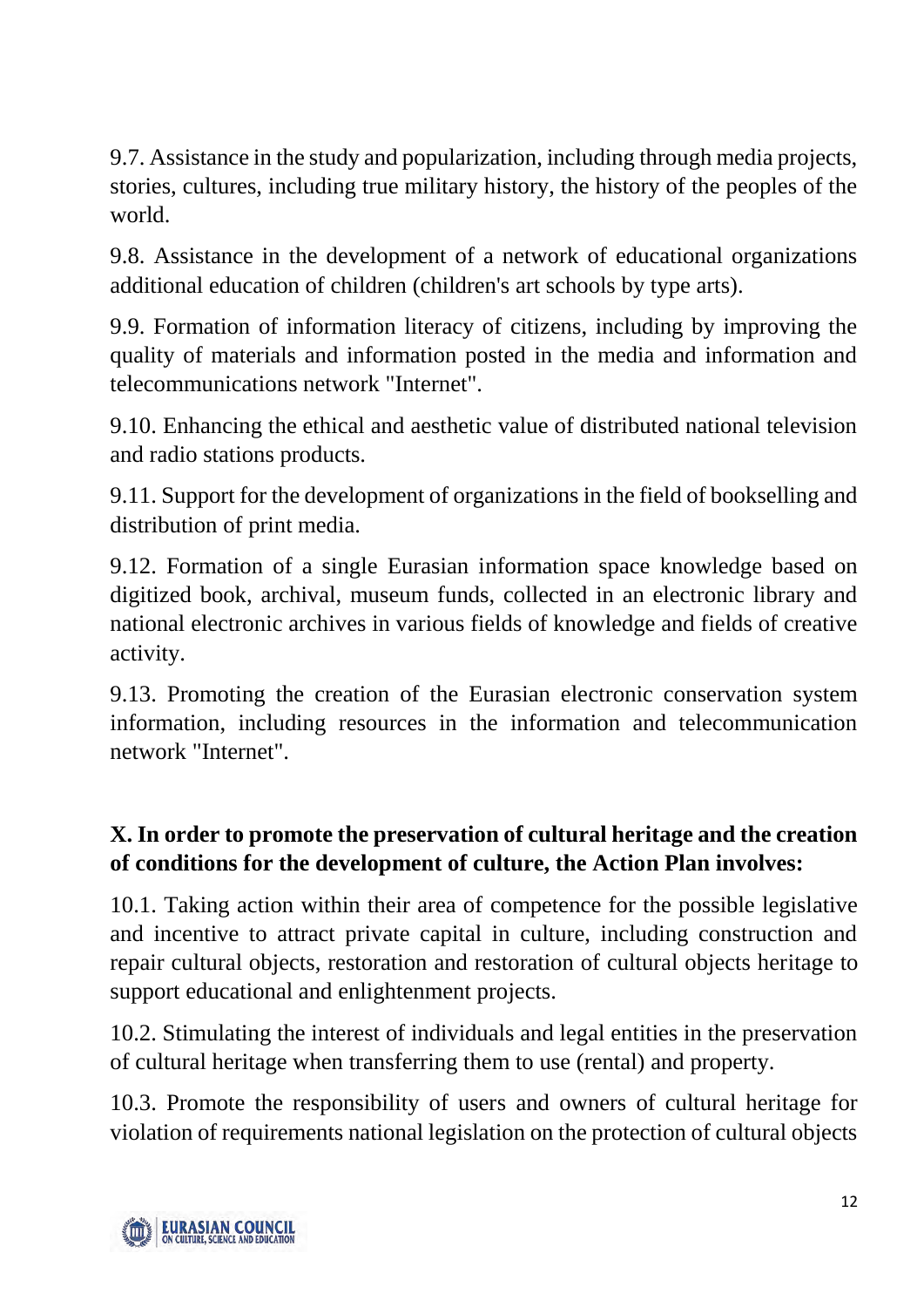9.7. Assistance in the study and popularization, including through media projects, stories, cultures, including true military history, the history of the peoples of the world.

9.8. Assistance in the development of a network of educational organizations additional education of children (children's art schools by type arts).

9.9. Formation of information literacy of citizens, including by improving the quality of materials and information posted in the media and information and telecommunications network "Internet".

9.10. Enhancing the ethical and aesthetic value of distributed national television and radio stations products.

9.11. Support for the development of organizations in the field of bookselling and distribution of print media.

9.12. Formation of a single Eurasian information space knowledge based on digitized book, archival, museum funds, collected in an electronic library and national electronic archives in various fields of knowledge and fields of creative activity.

9.13. Promoting the creation of the Eurasian electronic conservation system information, including resources in the information and telecommunication network "Internet".

## X. In order to promote the preservation of cultural heritage and the creation of conditions for the development of culture, the Action Plan involves:

10.1. Taking action within their area of competence for the possible legislative and incentive to attract private capital in culture, including construction and repair cultural objects, restoration and restoration of cultural objects heritage to support educational and enlightenment projects.

10.2. Stimulating the interest of individuals and legal entities in the preservation of cultural heritage when transferring them to use (rental) and property.

10.3. Promote the responsibility of users and owners of cultural heritage for violation of requirements national legislation on the protection of cultural objects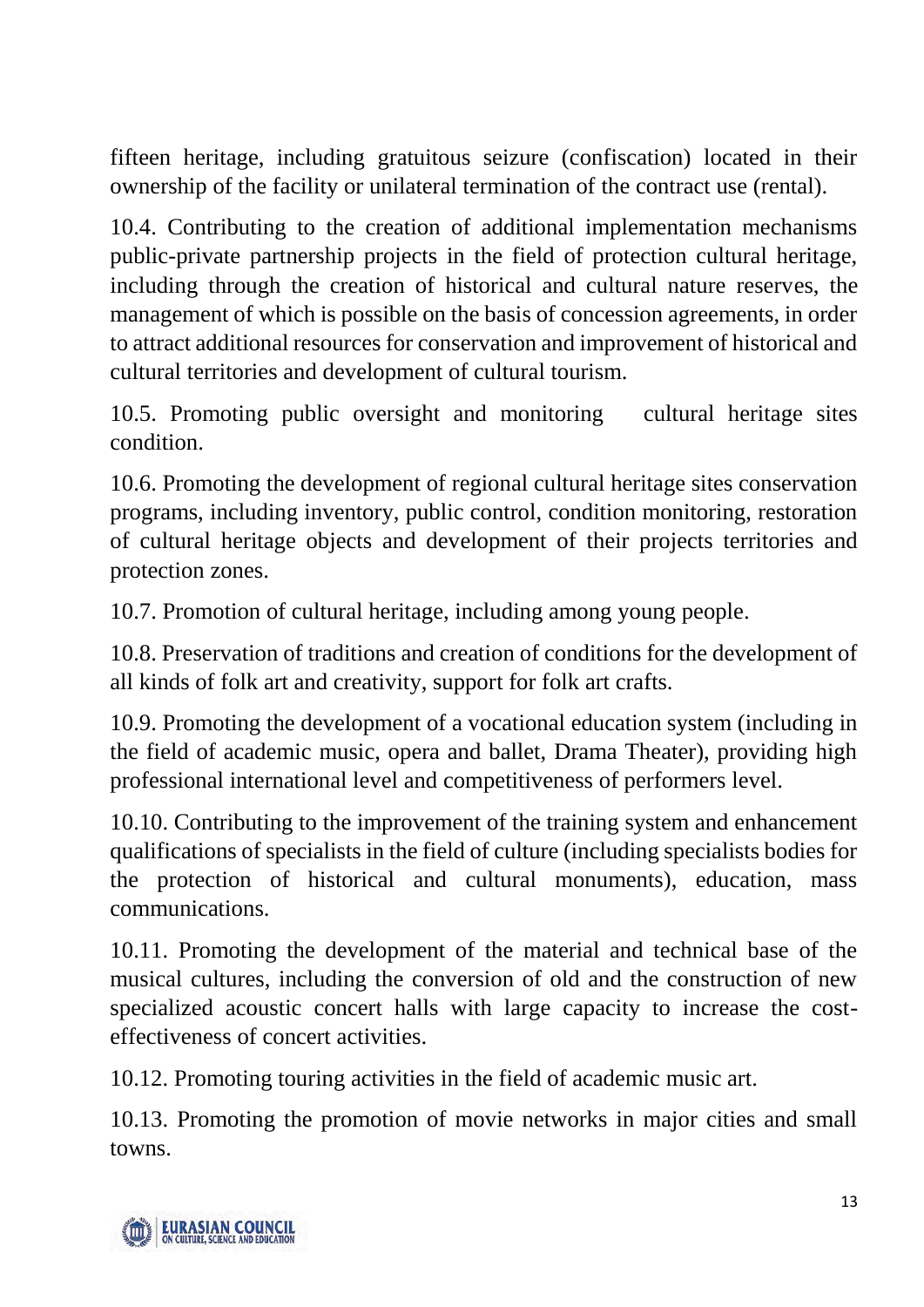fifteen heritage, including gratuitous seizure (confiscation) located in their ownership of the facility or unilateral termination of the contract use (rental).

10.4. Contributing to the creation of additional implementation mechanisms public-private partnership projects in the field of protection cultural heritage, including through the creation of historical and cultural nature reserves, the management of which is possible on the basis of concession agreements, in order to attract additional resources for conservation and improvement of historical and cultural territories and development of cultural tourism.

10.5. Promoting public oversight and monitoring cultural heritage sites condition.

10.6. Promoting the development of regional cultural heritage sites conservation programs, including inventory, public control, condition monitoring, restoration of cultural heritage objects and development of their projects territories and protection zones.

10.7. Promotion of cultural heritage, including among young people.

10.8. Preservation of traditions and creation of conditions for the development of all kinds of folk art and creativity, support for folk art crafts.

10.9. Promoting the development of a vocational education system (including in the field of academic music, opera and ballet, Drama Theater), providing high professional international level and competitiveness of performers level.

10.10. Contributing to the improvement of the training system and enhancement qualifications of specialists in the field of culture (including specialists bodies for the protection of historical and cultural monuments), education, mass communications.

10.11. Promoting the development of the material and technical base of the musical cultures, including the conversion of old and the construction of new specialized acoustic concert halls with large capacity to increase the cost-effectiveness of concert activities.

10.12. Promoting touring activities in the field of academic music art.

10.13. Promoting the promotion of movie networks in major cities and small towns.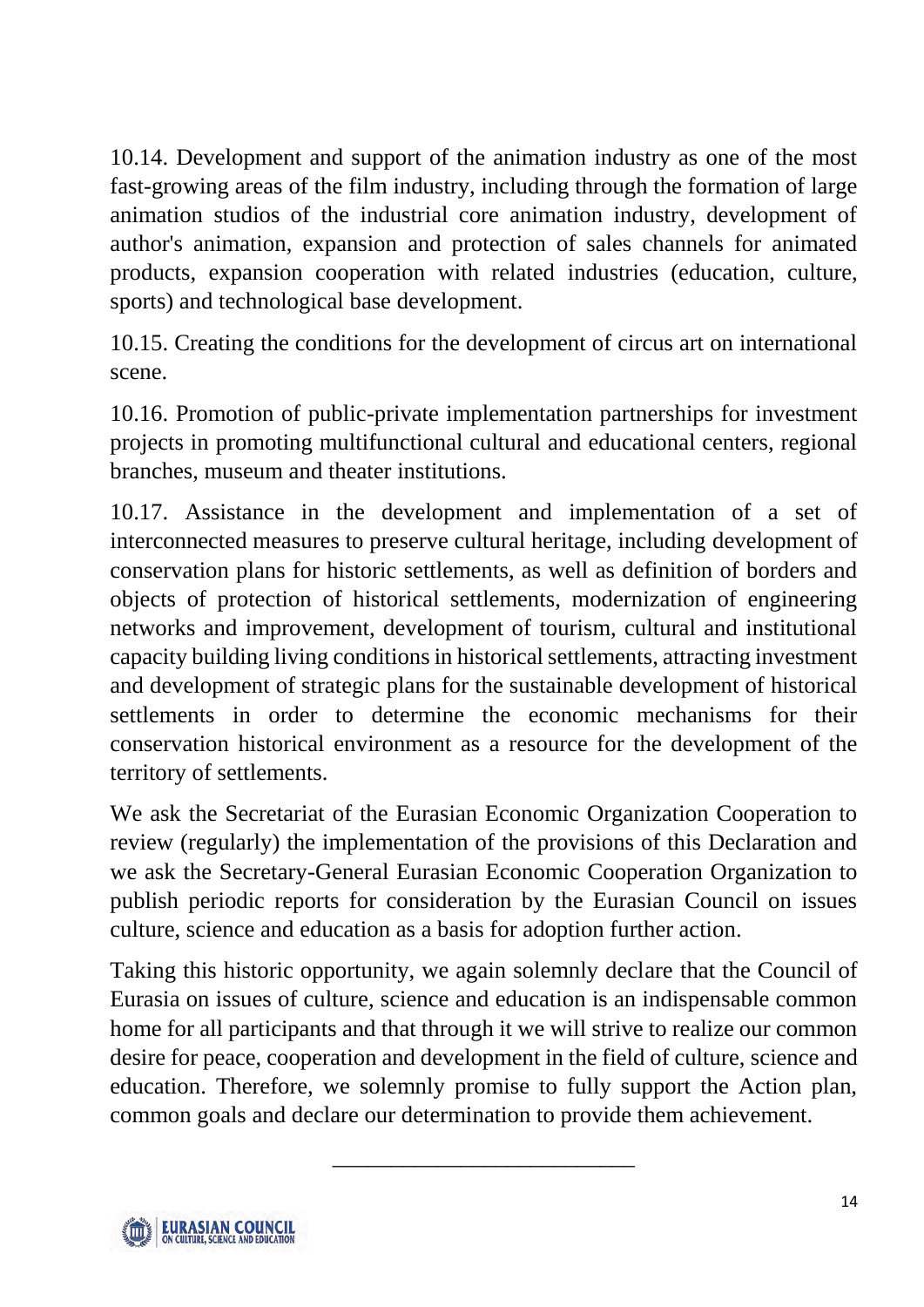10.14. Development and support of the animation industry as one of the most fast-growing areas of the film industry, including through the formation of large animation studios of the industrial core animation industry, development of author's animation, expansion and protection of sales channels for animated products, expansion cooperation with related industries (education, culture, sports) and technological base development.

10.15. Creating the conditions for the development of circus art on international scene.

10.16. Promotion of public-private implementation partnerships for investment projects in promoting multifunctional cultural and educational centers, regional branches, museum and theater institutions.

10.17. Assistance in the development and implementation of a set of interconnected measures to preserve cultural heritage, including development of conservation plans for historic settlements, as well as definition of borders and objects of protection of historical settlements, modernization of engineering networks and improvement, development of tourism, cultural and institutional capacity building living conditions in historical settlements, attracting investment and development of strategic plans for the sustainable development of historical settlements in order to determine the economic mechanisms for their conservation historical environment as a resource for the development of the territory of settlements.

We ask the Secretariat of the Eurasian Economic Organization Cooperation to review (regularly) the implementation of the provisions of this Declaration and we ask the Secretary-General Eurasian Economic Cooperation Organization to publish periodic reports for consideration by the Eurasian Council on issues culture, science and education as a basis for adoption further action.

Taking this historic opportunity, we again solemnly declare that the Council of Eurasia on issues of culture, science and education is an indispensable common home for all participants and that through it we will strive to realize our common desire for peace, cooperation and development in the field of culture, science and education. Therefore, we solemnly promise to fully support the Action plan, common goals and declare our determination to provide them achievement.

\_\_\_\_\_\_\_\_\_\_\_\_\_\_\_\_\_\_\_\_\_\_\_\_\_\_